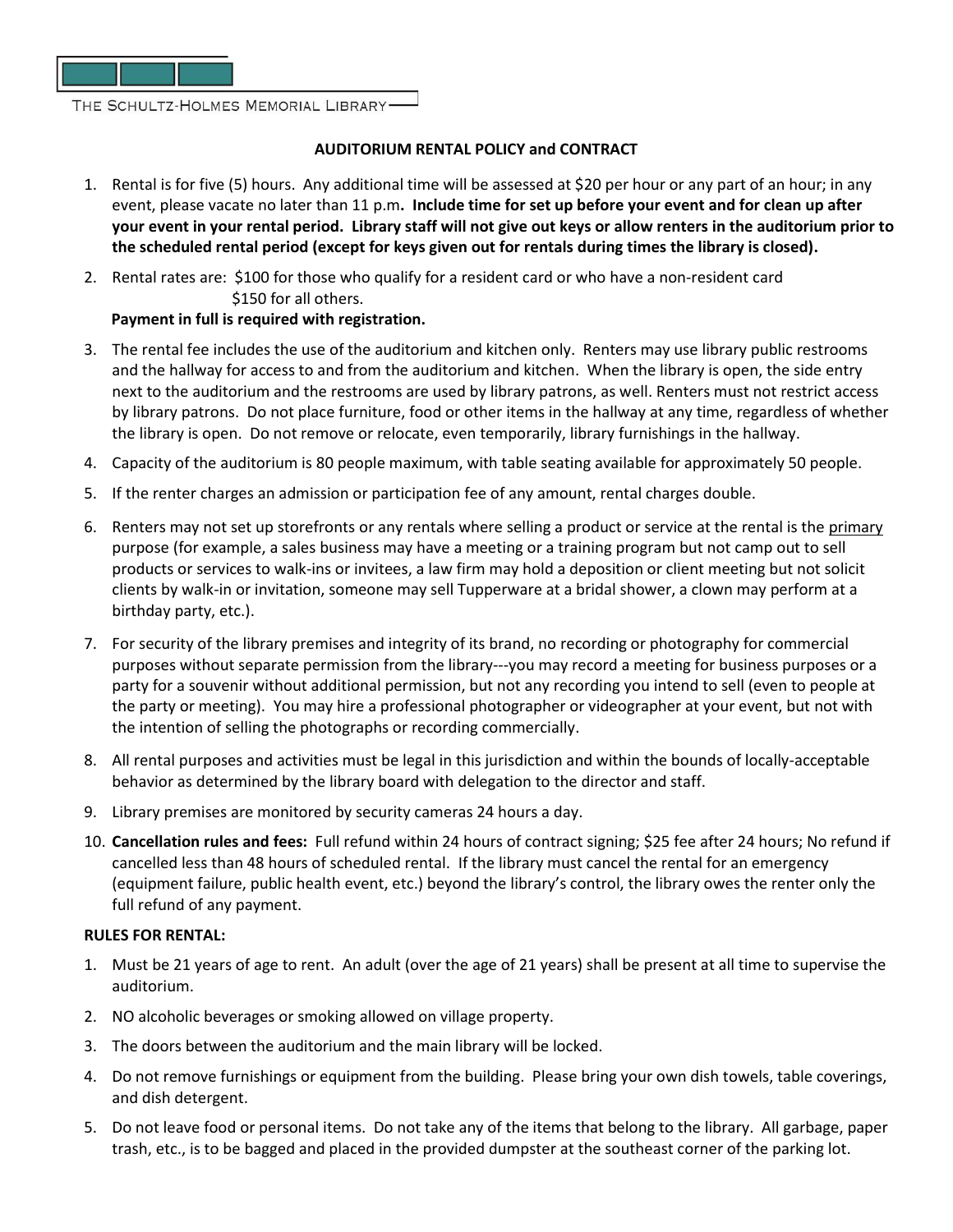THE SCHULTZ-HOLMES MEMORIAL LIBRARY

## AUDITORIUM RENTAL POLICY and CONTRACT

1. Rental is for five (5) hours. Any additional time will be assessed at $20 per hour or any part of an hour; in any event, please vacate no later than 11 p.m**. Include time for set up before your event and for clean up after your event in your rental period. Library staff will not give out keys or allow renters in the auditorium prior to the scheduled rental period (except for keys given out for rentals during times the library is closed).**
2. Rental rates are: $100 for those who qualify for a resident card or who have a non-resident card
   $150 for all others.
   **Payment in full is required with registration.**
3. The rental fee includes the use of the auditorium and kitchen only. Renters may use library public restrooms and the hallway for access to and from the auditorium and kitchen. When the library is open, the side entry next to the auditorium and the restrooms are used by library patrons, as well. Renters must not restrict access by library patrons. Do not place furniture, food or other items in the hallway at any time, regardless of whether the library is open. Do not remove or relocate, even temporarily, library furnishings in the hallway.
4. Capacity of the auditorium is 80 people maximum, with table seating available for approximately 50 people.
5. If the renter charges an admission or participation fee of any amount, rental charges double.
6. Renters may not set up storefronts or any rentals where selling a product or service at the rental is the <u>primary</u> purpose (for example, a sales business may have a meeting or a training program but not camp out to sell products or services to walk-ins or invitees, a law firm may hold a deposition or client meeting but not solicit clients by walk-in or invitation, someone may sell Tupperware at a bridal shower, a clown may perform at a birthday party, etc.).
7. For security of the library premises and integrity of its brand, no recording or photography for commercial purposes without separate permission from the library---you may record a meeting for business purposes or a party for a souvenir without additional permission, but not any recording you intend to sell (even to people at the party or meeting). You may hire a professional photographer or videographer at your event, but not with the intention of selling the photographs or recording commercially.
8. All rental purposes and activities must be legal in this jurisdiction and within the bounds of locally-acceptable behavior as determined by the library board with delegation to the director and staff.
9. Library premises are monitored by security cameras 24 hours a day.
10. **Cancellation rules and fees:** Full refund within 24 hours of contract signing; $25 fee after 24 hours; No refund if cancelled less than 48 hours of scheduled rental. If the library must cancel the rental for an emergency (equipment failure, public health event, etc.) beyond the library's control, the library owes the renter only the full refund of any payment.

**RULES FOR RENTAL:**

1. Must be 21 years of age to rent. An adult (over the age of 21 years) shall be present at all time to supervise the auditorium.
2. NO alcoholic beverages or smoking allowed on village property.
3. The doors between the auditorium and the main library will be locked.
4. Do not remove furnishings or equipment from the building. Please bring your own dish towels, table coverings, and dish detergent.
5. Do not leave food or personal items. Do not take any of the items that belong to the library. All garbage, paper trash, etc., is to be bagged and placed in the provided dumpster at the southeast corner of the parking lot.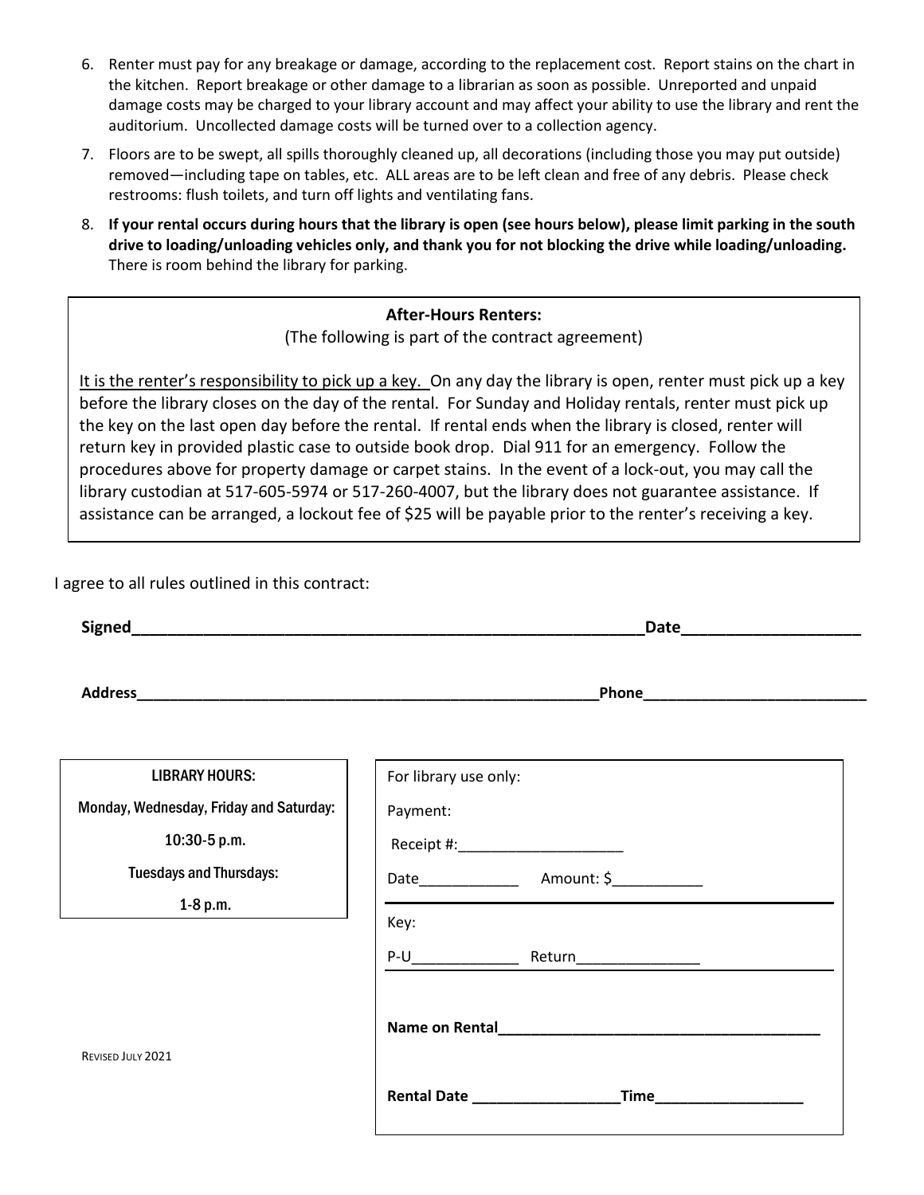6. Renter must pay for any breakage or damage, according to the replacement cost. Report stains on the chart in the kitchen. Report breakage or other damage to a librarian as soon as possible. Unreported and unpaid damage costs may be charged to your library account and may affect your ability to use the library and rent the auditorium. Uncollected damage costs will be turned over to a collection agency.
7. Floors are to be swept, all spills thoroughly cleaned up, all decorations (including those you may put outside) removed—including tape on tables, etc. ALL areas are to be left clean and free of any debris. Please check restrooms: flush toilets, and turn off lights and ventilating fans.
8. **If your rental occurs during hours that the library is open (see hours below), please limit parking in the south drive to loading/unloading vehicles only, and thank you for not blocking the drive while loading/unloading.** There is room behind the library for parking.

**After-Hours Renters:**

(The following is part of the contract agreement)

<u>It is the renter's responsibility to pick up a key.</u> On any day the library is open, renter must pick up a key before the library closes on the day of the rental. For Sunday and Holiday rentals, renter must pick up the key on the last open day before the rental. If rental ends when the library is closed, renter will return key in provided plastic case to outside book drop. Dial 911 for an emergency. Follow the procedures above for property damage or carpet stains. In the event of a lock-out, you may call the library custodian at 517-605-5974 or 517-260-4007, but the library does not guarantee assistance. If assistance can be arranged, a lockout fee of $25 will be payable prior to the renter's receiving a key.

I agree to all rules outlined in this contract:

**Signed**______________________________________________________________**Date**____________________

**Address**________________________________________________________**Phone**__________________________

LIBRARY HOURS:

Monday, Wednesday, Friday and Saturday:

10:30-5 p.m.

Tuesdays and Thursdays:

1-8 p.m.

For library use only:

Payment:

Receipt #:____________________

Date____________ Amount: $___________

Key:

P-U_____________ Return_______________

**Name on Rental**________________________________________

**Rental Date** __________________**Time**__________________

Revised July 2021